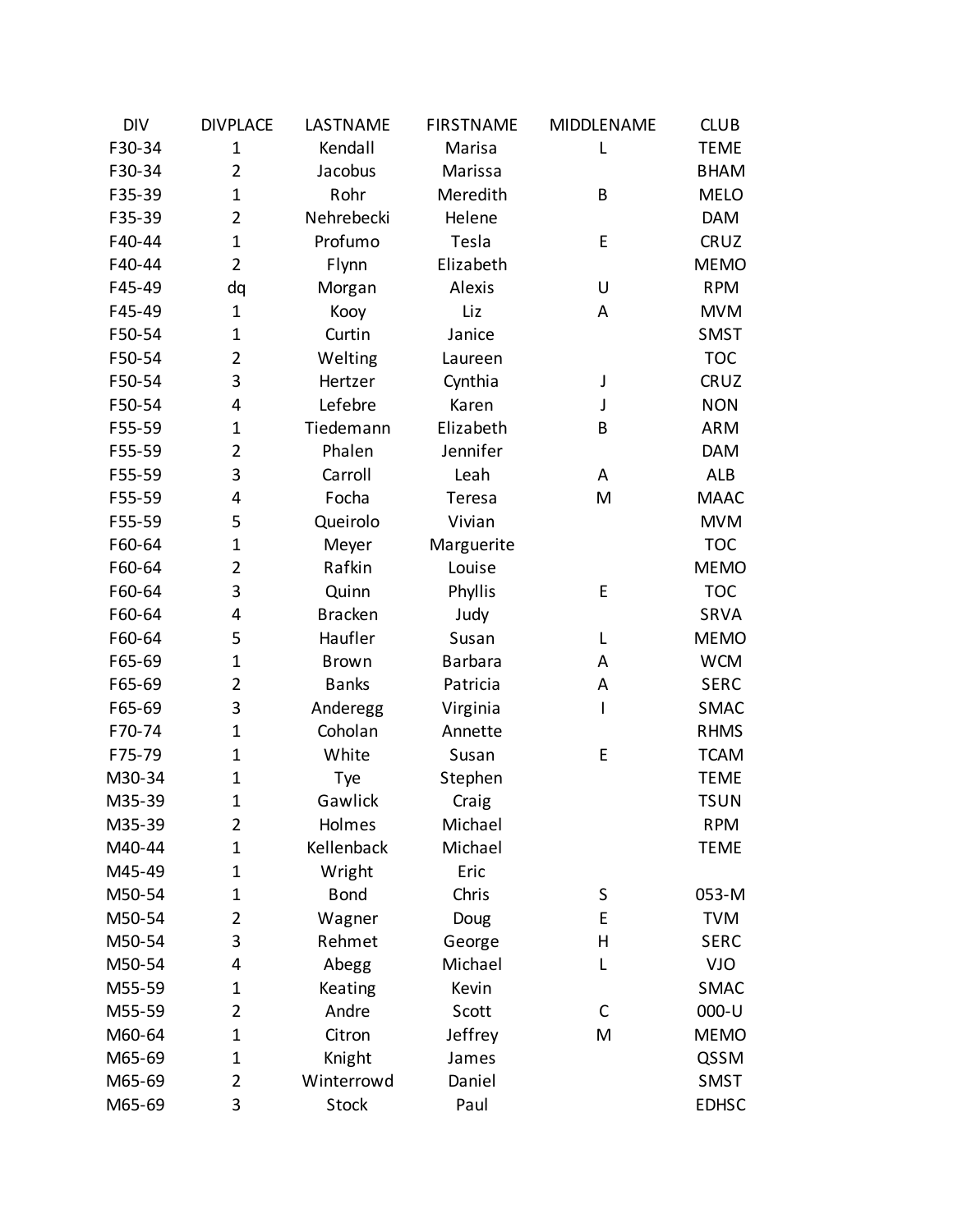| DIV | DIVPLACE | LASTNAME | FIRSTNAME | MIDDLENAME | CLUB |
|---|---|---|---|---|---|
| F30-34 | 1 | Kendall | Marisa | L | TEME |
| F30-34 | 2 | Jacobus | Marissa | | BHAM |
| F35-39 | 1 | Rohr | Meredith | B | MELO |
| F35-39 | 2 | Nehrebecki | Helene | | DAM |
| F40-44 | 1 | Profumo | Tesla | E | CRUZ |
| F40-44 | 2 | Flynn | Elizabeth | | MEMO |
| F45-49 | dq | Morgan | Alexis | U | RPM |
| F45-49 | 1 | Kooy | Liz | A | MVM |
| F50-54 | 1 | Curtin | Janice | | SMST |
| F50-54 | 2 | Welting | Laureen | | TOC |
| F50-54 | 3 | Hertzer | Cynthia | J | CRUZ |
| F50-54 | 4 | Lefebre | Karen | J | NON |
| F55-59 | 1 | Tiedemann | Elizabeth | B | ARM |
| F55-59 | 2 | Phalen | Jennifer | | DAM |
| F55-59 | 3 | Carroll | Leah | A | ALB |
| F55-59 | 4 | Focha | Teresa | M | MAAC |
| F55-59 | 5 | Queirolo | Vivian | | MVM |
| F60-64 | 1 | Meyer | Marguerite | | TOC |
| F60-64 | 2 | Rafkin | Louise | | MEMO |
| F60-64 | 3 | Quinn | Phyllis | E | TOC |
| F60-64 | 4 | Bracken | Judy | | SRVA |
| F60-64 | 5 | Haufler | Susan | L | MEMO |
| F65-69 | 1 | Brown | Barbara | A | WCM |
| F65-69 | 2 | Banks | Patricia | A | SERC |
| F65-69 | 3 | Anderegg | Virginia | I | SMAC |
| F70-74 | 1 | Coholan | Annette | | RHMS |
| F75-79 | 1 | White | Susan | E | TCAM |
| M30-34 | 1 | Tye | Stephen | | TEME |
| M35-39 | 1 | Gawlick | Craig | | TSUN |
| M35-39 | 2 | Holmes | Michael | | RPM |
| M40-44 | 1 | Kellenback | Michael | | TEME |
| M45-49 | 1 | Wright | Eric | | |
| M50-54 | 1 | Bond | Chris | S | 053-M |
| M50-54 | 2 | Wagner | Doug | E | TVM |
| M50-54 | 3 | Rehmet | George | H | SERC |
| M50-54 | 4 | Abegg | Michael | L | VJO |
| M55-59 | 1 | Keating | Kevin | | SMAC |
| M55-59 | 2 | Andre | Scott | C | 000-U |
| M60-64 | 1 | Citron | Jeffrey | M | MEMO |
| M65-69 | 1 | Knight | James | | QSSM |
| M65-69 | 2 | Winterrowd | Daniel | | SMST |
| M65-69 | 3 | Stock | Paul | | EDHSC |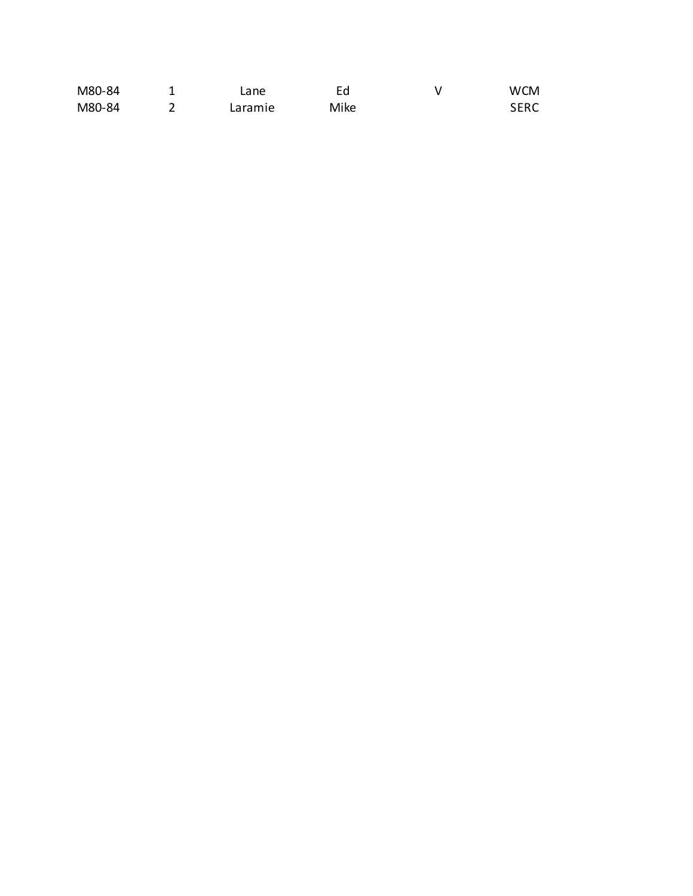| | | | | | |
|---|---|---|---|---|---|
| M80-84 | 1 | Lane | Ed | V | WCM |
| M80-84 | 2 | Laramie | Mike | | SERC |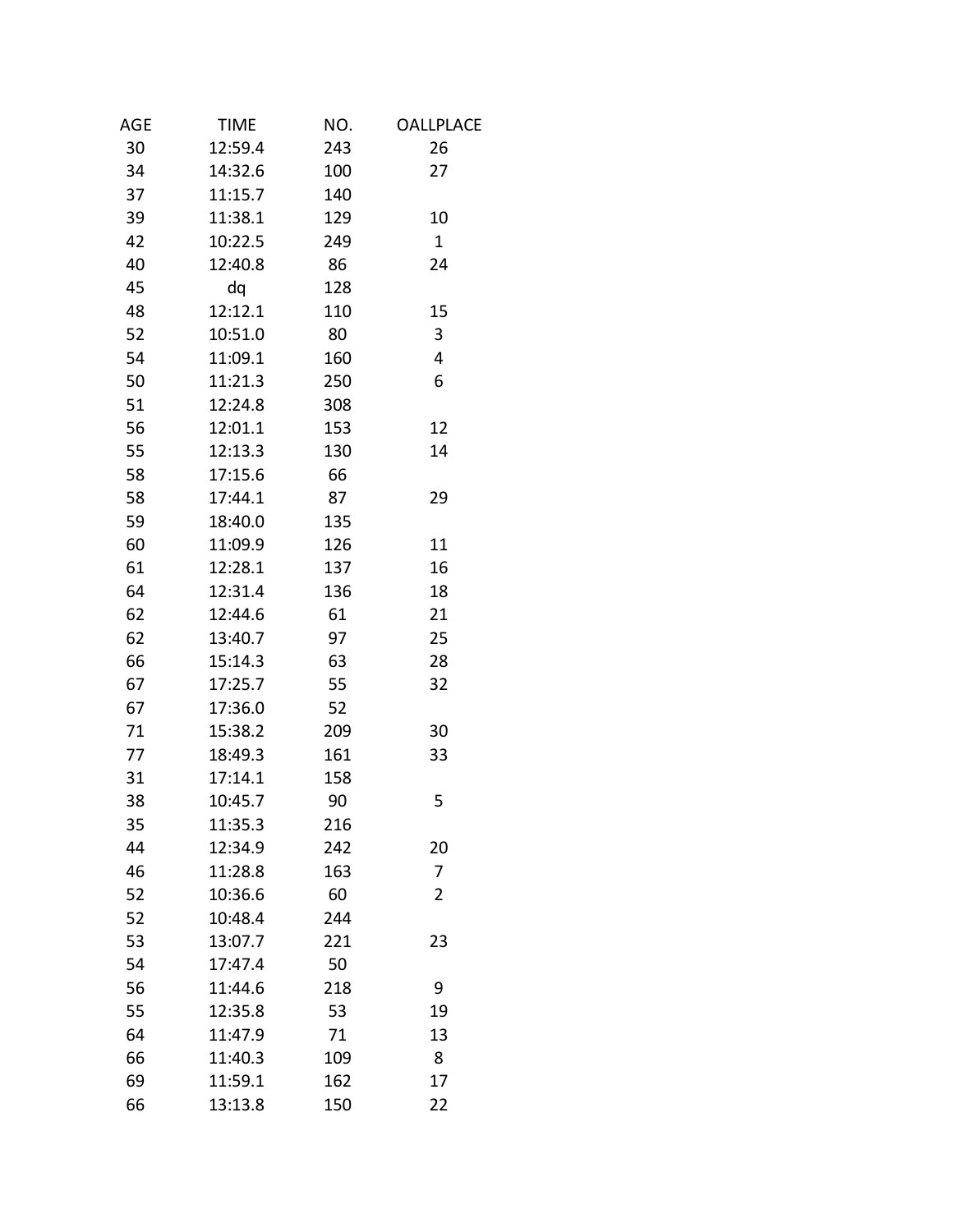| AGE | TIME | NO. | OALLPLACE |
|---|---|---|---|
| 30 | 12:59.4 | 243 | 26 |
| 34 | 14:32.6 | 100 | 27 |
| 37 | 11:15.7 | 140 | |
| 39 | 11:38.1 | 129 | 10 |
| 42 | 10:22.5 | 249 | 1 |
| 40 | 12:40.8 | 86 | 24 |
| 45 | dq | 128 | |
| 48 | 12:12.1 | 110 | 15 |
| 52 | 10:51.0 | 80 | 3 |
| 54 | 11:09.1 | 160 | 4 |
| 50 | 11:21.3 | 250 | 6 |
| 51 | 12:24.8 | 308 | |
| 56 | 12:01.1 | 153 | 12 |
| 55 | 12:13.3 | 130 | 14 |
| 58 | 17:15.6 | 66 | |
| 58 | 17:44.1 | 87 | 29 |
| 59 | 18:40.0 | 135 | |
| 60 | 11:09.9 | 126 | 11 |
| 61 | 12:28.1 | 137 | 16 |
| 64 | 12:31.4 | 136 | 18 |
| 62 | 12:44.6 | 61 | 21 |
| 62 | 13:40.7 | 97 | 25 |
| 66 | 15:14.3 | 63 | 28 |
| 67 | 17:25.7 | 55 | 32 |
| 67 | 17:36.0 | 52 | |
| 71 | 15:38.2 | 209 | 30 |
| 77 | 18:49.3 | 161 | 33 |
| 31 | 17:14.1 | 158 | |
| 38 | 10:45.7 | 90 | 5 |
| 35 | 11:35.3 | 216 | |
| 44 | 12:34.9 | 242 | 20 |
| 46 | 11:28.8 | 163 | 7 |
| 52 | 10:36.6 | 60 | 2 |
| 52 | 10:48.4 | 244 | |
| 53 | 13:07.7 | 221 | 23 |
| 54 | 17:47.4 | 50 | |
| 56 | 11:44.6 | 218 | 9 |
| 55 | 12:35.8 | 53 | 19 |
| 64 | 11:47.9 | 71 | 13 |
| 66 | 11:40.3 | 109 | 8 |
| 69 | 11:59.1 | 162 | 17 |
| 66 | 13:13.8 | 150 | 22 |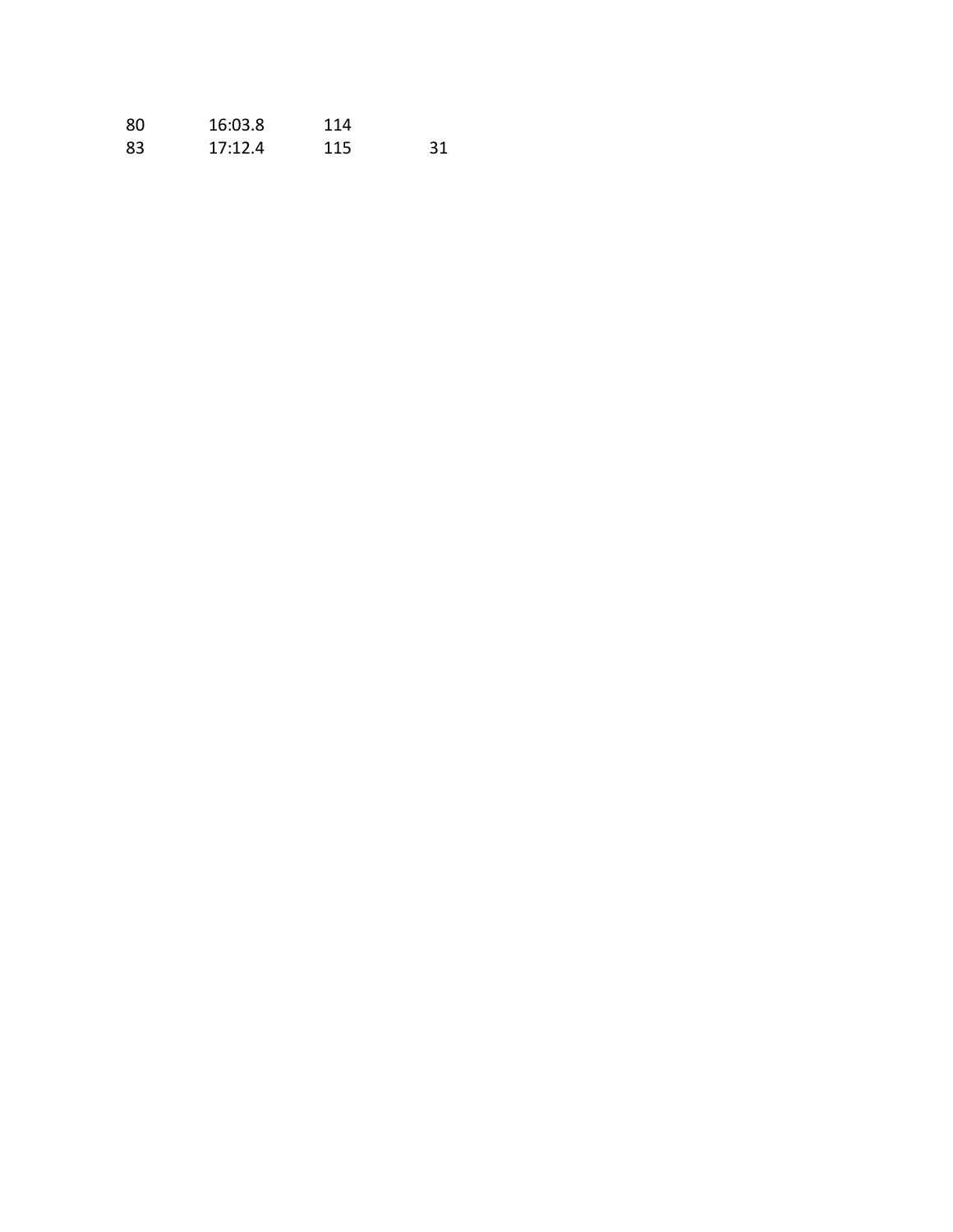| | | | |
|---|---|---|---|
| 80 | 16:03.8 | 114 | |
| 83 | 17:12.4 | 115 | 31 |